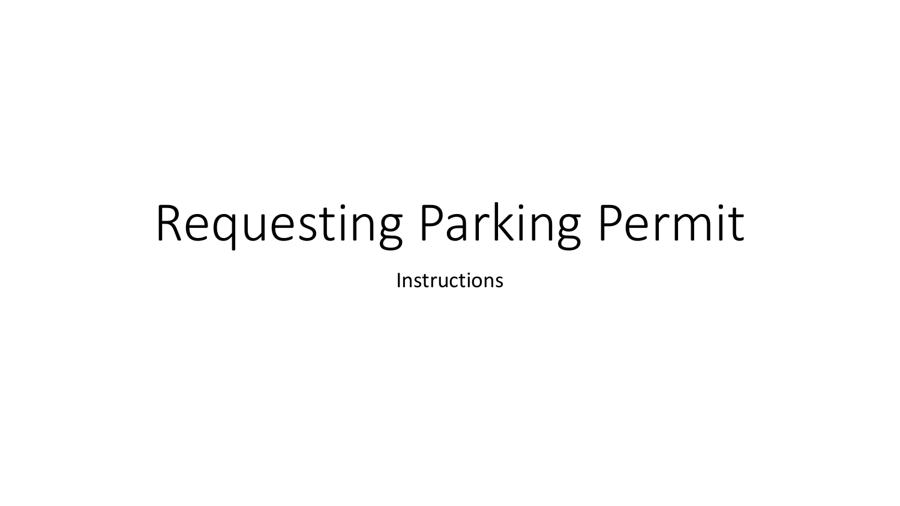# Requesting Parking Permit

Instructions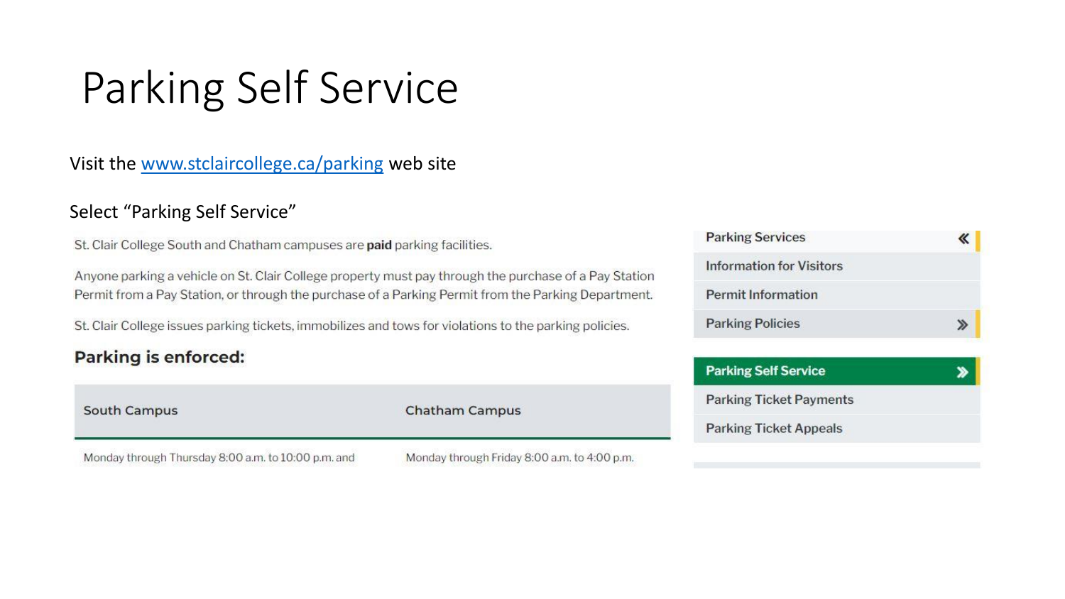# Parking Self Service

Visit the [www.stclaircollege.ca/parking](http://www.stclaircollege.ca/parking) web site

Select "Parking Self Service"

St. Clair College South and Chatham campuses are **paid** parking facilities.

Anyone parking a vehicle on St. Clair College property must pay through the purchase of a Pay Station Permit from a Pay Station, or through the purchase of a Parking Permit from the Parking Department.

St. Clair College issues parking tickets, immobilizes and tows for violations to the parking policies.

### Parking is enforced:

| South Campus | Chatham Campus |
| --- | --- |
| Monday through Thursday 8:00 a.m. to 10:00 p.m. and | Monday through Friday 8:00 a.m. to 4:00 p.m. |

- Parking Services «
- Information for Visitors
- Permit Information
- Parking Policies »

- **Parking Self Service »**
- Parking Ticket Payments
- Parking Ticket Appeals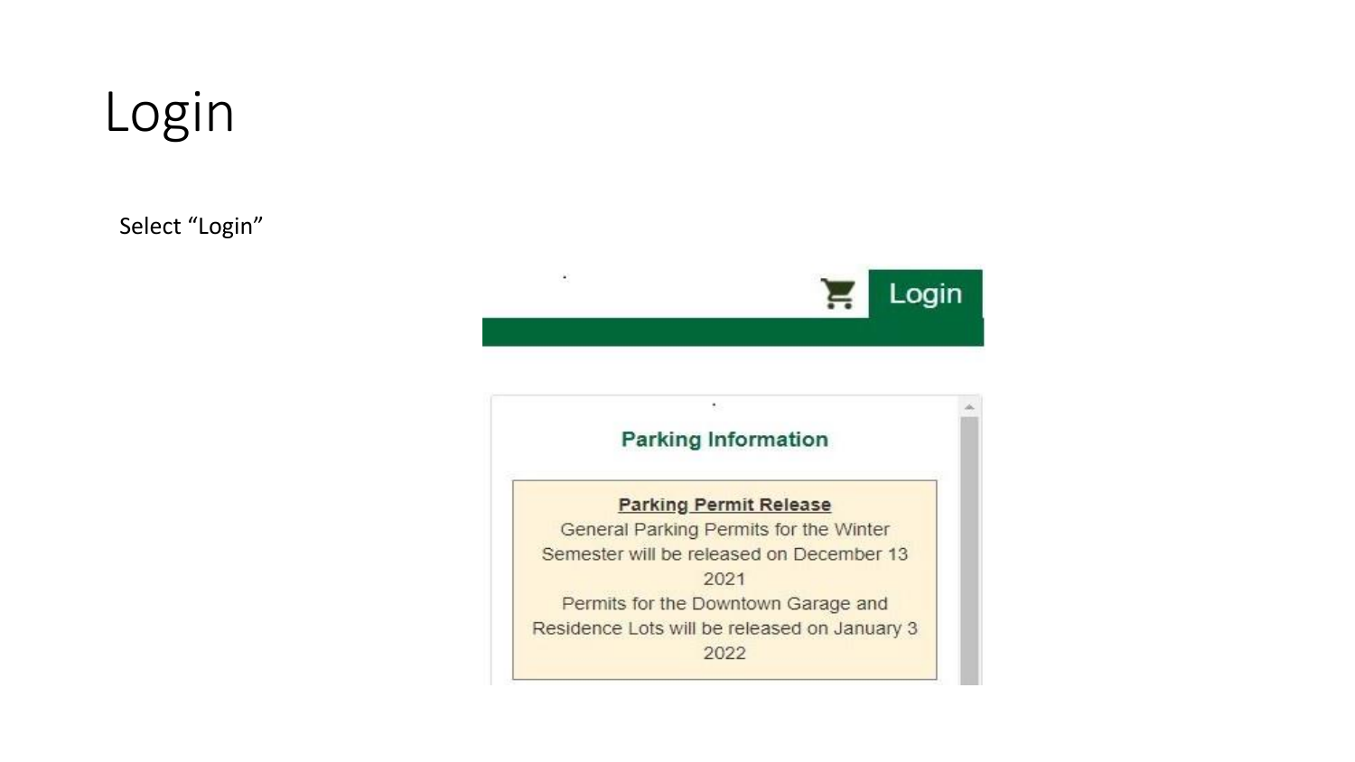# Login

Select "Login"

Login

Parking Information

**Parking Permit Release**

General Parking Permits for the Winter Semester will be released on December 13 2021

Permits for the Downtown Garage and Residence Lots will be released on January 3 2022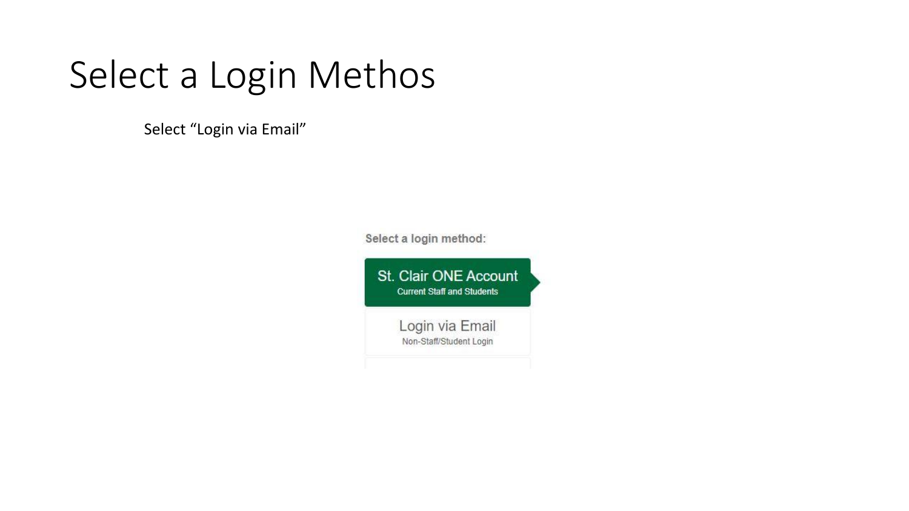# Select a Login Methos

Select “Login via Email”

Select a login method:

St. Clair ONE Account
Current Staff and Students

Login via Email
Non-Staff/Student Login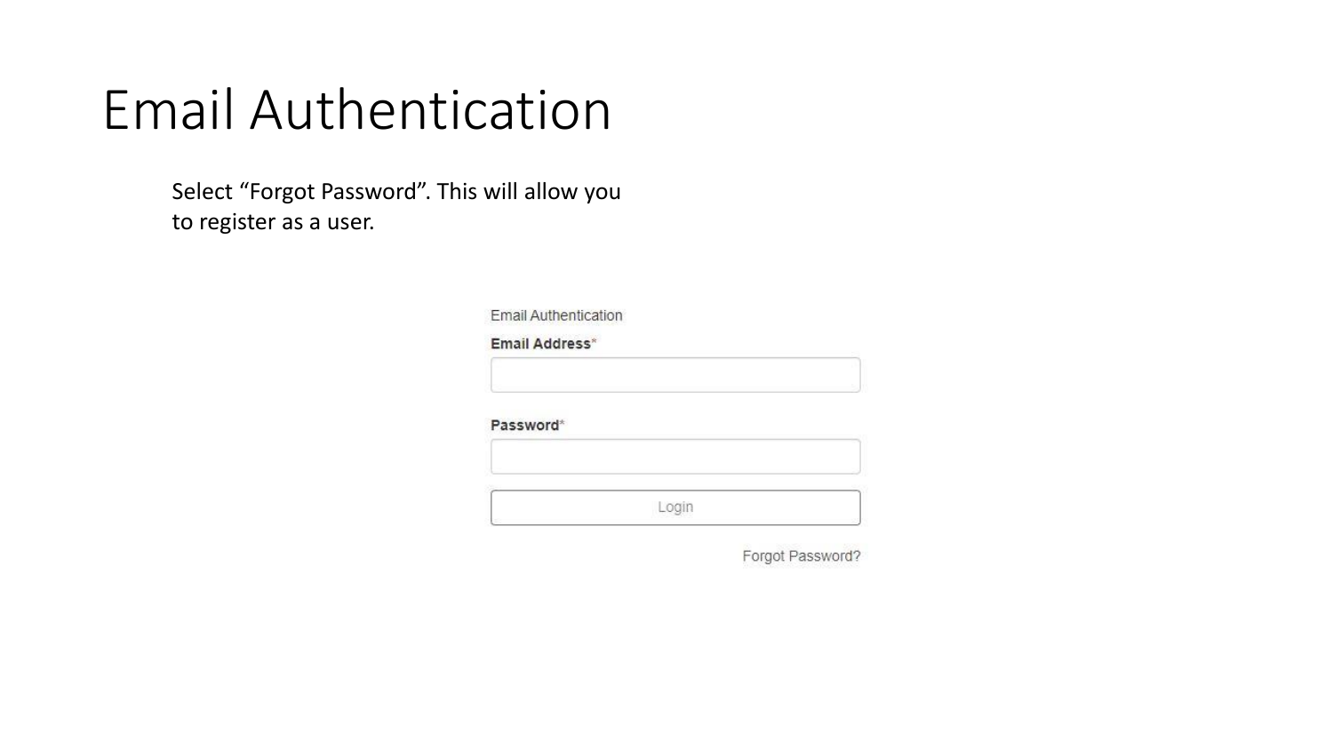# Email Authentication

Select “Forgot Password”. This will allow you to register as a user.

Email Authentication

**Email Address***

**Password***

Login

Forgot Password?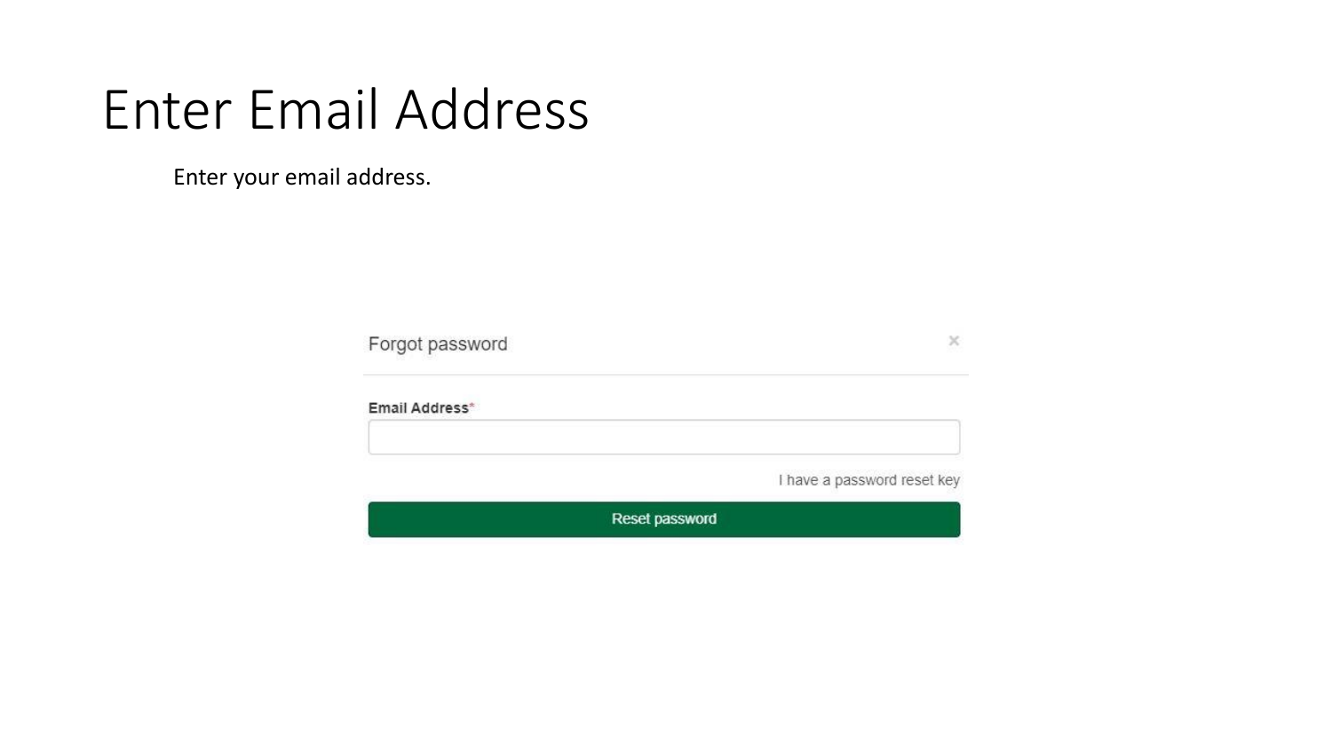# Enter Email Address

Enter your email address.

Forgot password ×

**Email Address***

I have a password reset key

Reset password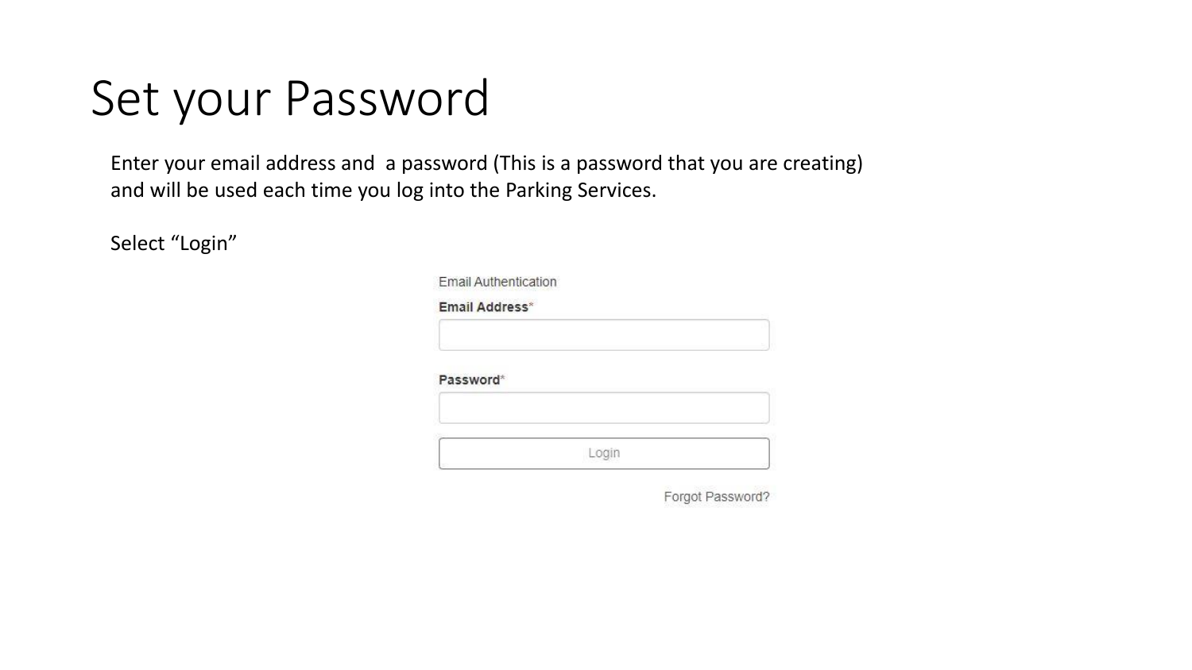# Set your Password

Enter your email address and a password (This is a password that you are creating) and will be used each time you log into the Parking Services.

Select "Login"

Email Authentication

**Email Address***

**Password***

Login

Forgot Password?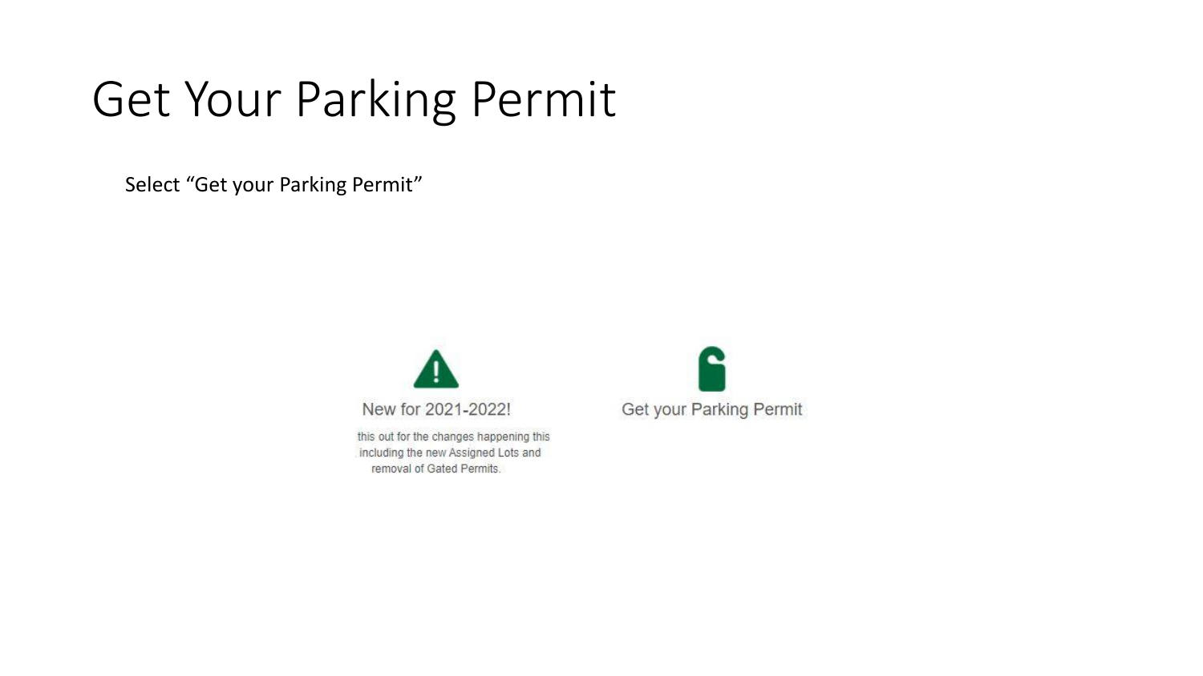# Get Your Parking Permit

Select "Get your Parking Permit"

New for 2021-2022!

this out for the changes happening this including the new Assigned Lots and removal of Gated Permits.

Get your Parking Permit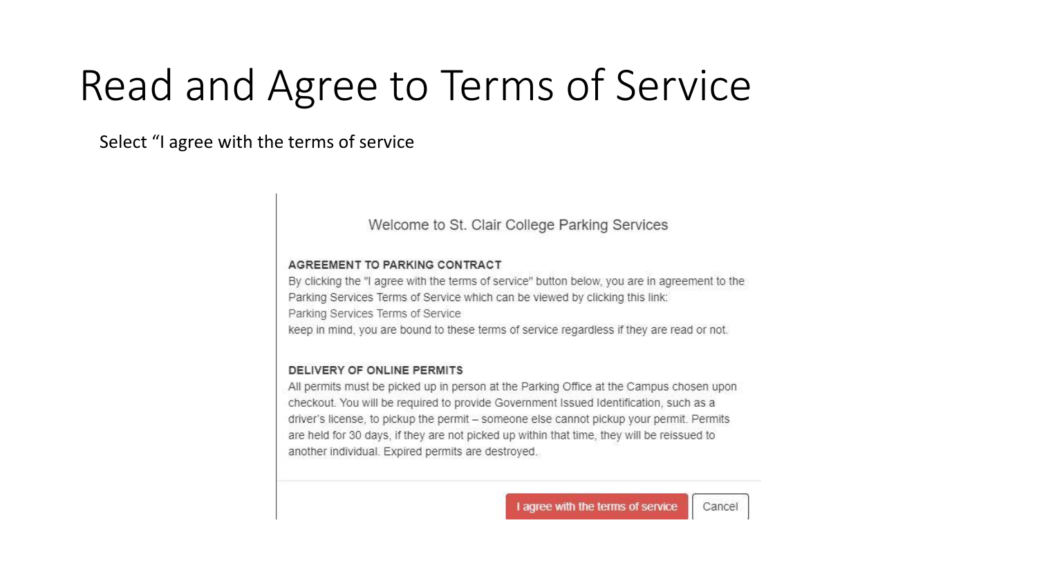# Read and Agree to Terms of Service

Select "I agree with the terms of service

Welcome to St. Clair College Parking Services

**AGREEMENT TO PARKING CONTRACT**

By clicking the "I agree with the terms of service" button below, you are in agreement to the Parking Services Terms of Service which can be viewed by clicking this link:
Parking Services Terms of Service
keep in mind, you are bound to these terms of service regardless if they are read or not.

**DELIVERY OF ONLINE PERMITS**

All permits must be picked up in person at the Parking Office at the Campus chosen upon checkout. You will be required to provide Government Issued Identification, such as a driver's license, to pickup the permit – someone else cannot pickup your permit. Permits are held for 30 days, if they are not picked up within that time, they will be reissued to another individual. Expired permits are destroyed.

I agree with the terms of service | Cancel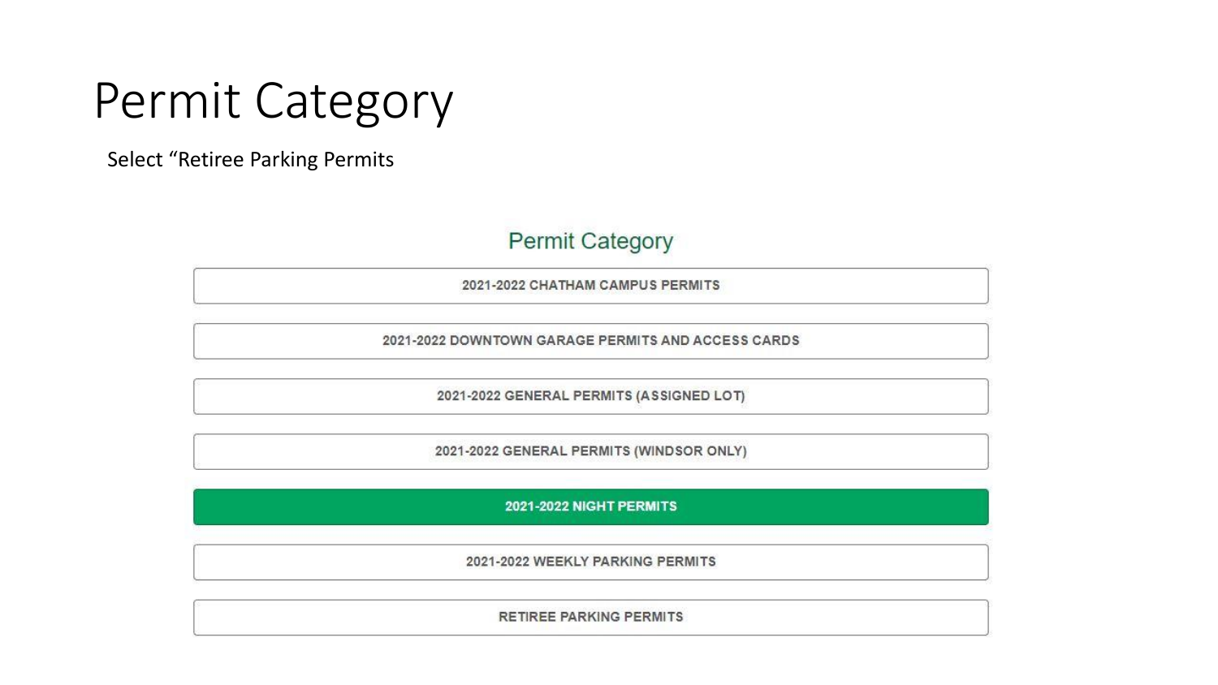# Permit Category

Select “Retiree Parking Permits

## Permit Category

- 2021-2022 CHATHAM CAMPUS PERMITS
- 2021-2022 DOWNTOWN GARAGE PERMITS AND ACCESS CARDS
- 2021-2022 GENERAL PERMITS (ASSIGNED LOT)
- 2021-2022 GENERAL PERMITS (WINDSOR ONLY)
- 2021-2022 NIGHT PERMITS
- 2021-2022 WEEKLY PARKING PERMITS
- RETIREE PARKING PERMITS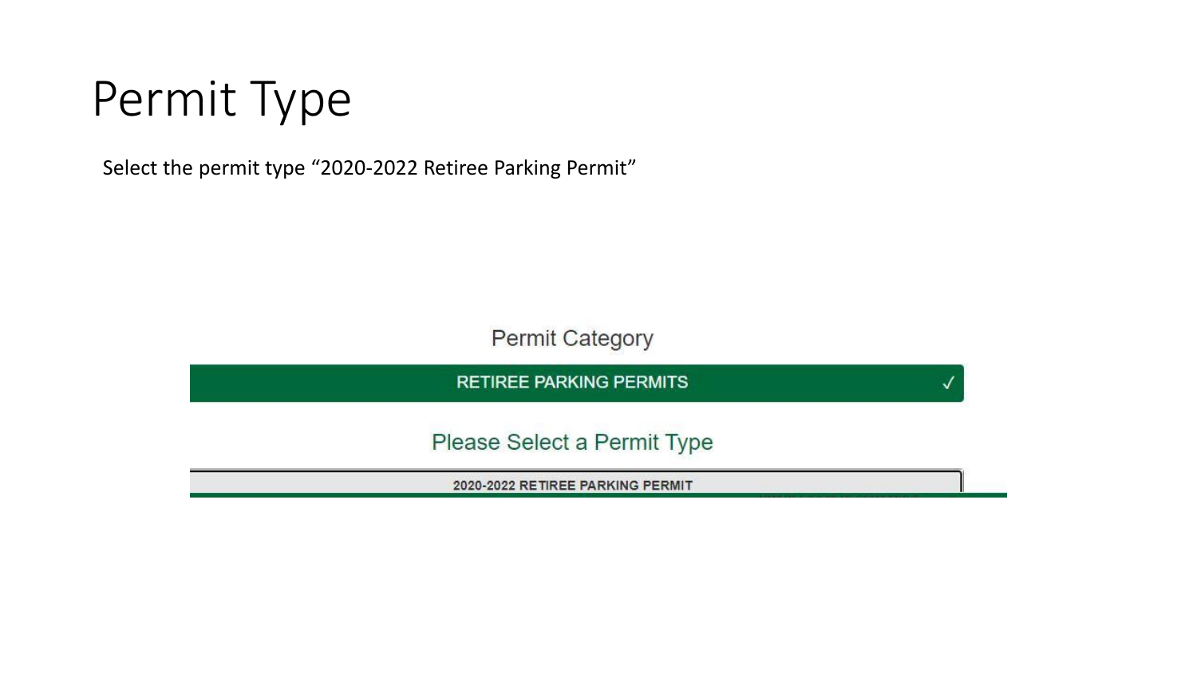# Permit Type

Select the permit type "2020-2022 Retiree Parking Permit"

Permit Category

RETIREE PARKING PERMITS ✓

Please Select a Permit Type

2020-2022 RETIREE PARKING PERMIT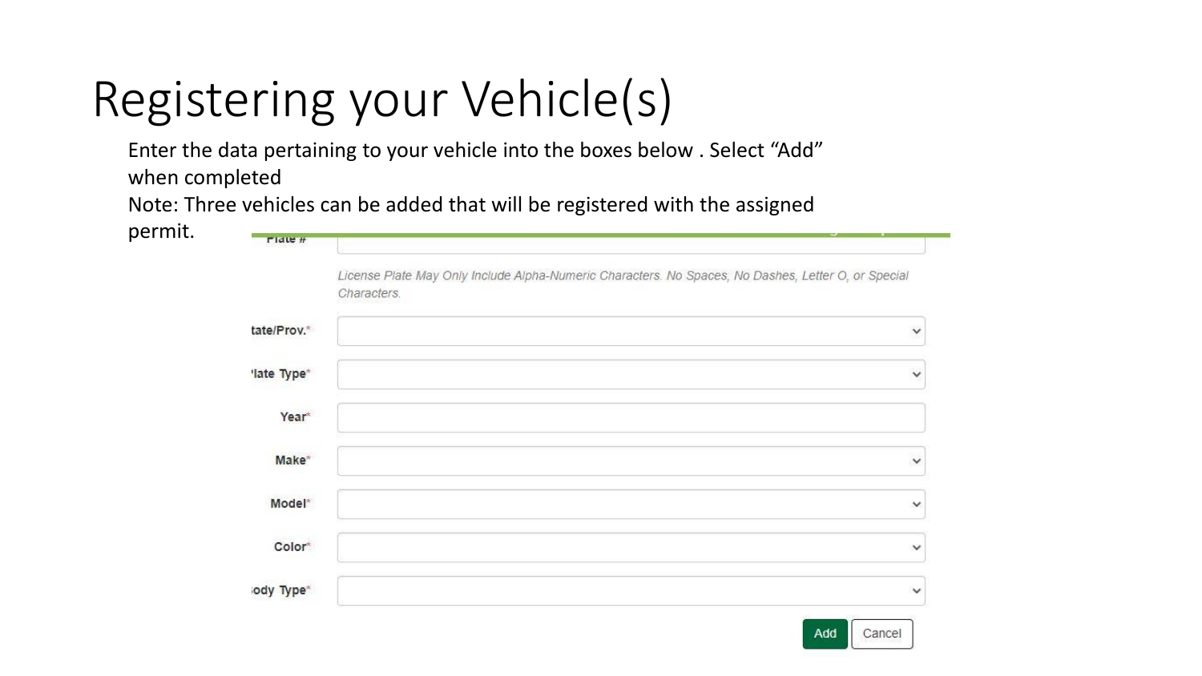# Registering your Vehicle(s)

Enter the data pertaining to your vehicle into the boxes below . Select “Add” when completed

Note: Three vehicles can be added that will be registered with the assigned permit.

Plate #

*License Plate May Only Include Alpha-Numeric Characters. No Spaces, No Dashes, Letter O, or Special Characters.*

tate/Prov.*

'late Type*

Year*

Make*

Model*

Color*

ody Type*

Add | Cancel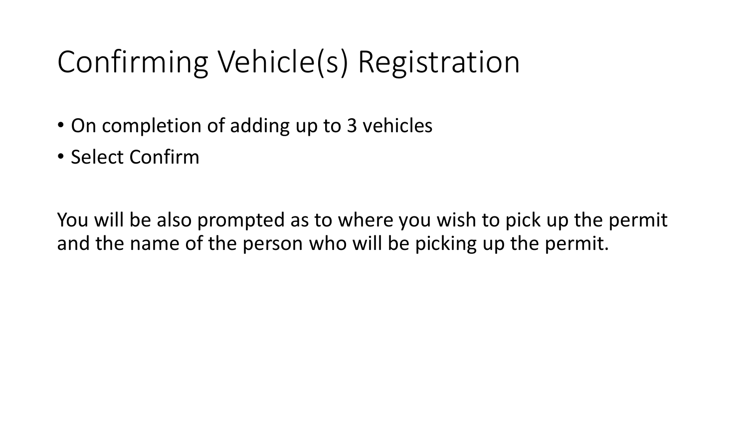# Confirming Vehicle(s) Registration

- On completion of adding up to 3 vehicles
- Select Confirm

You will be also prompted as to where you wish to pick up the permit and the name of the person who will be picking up the permit.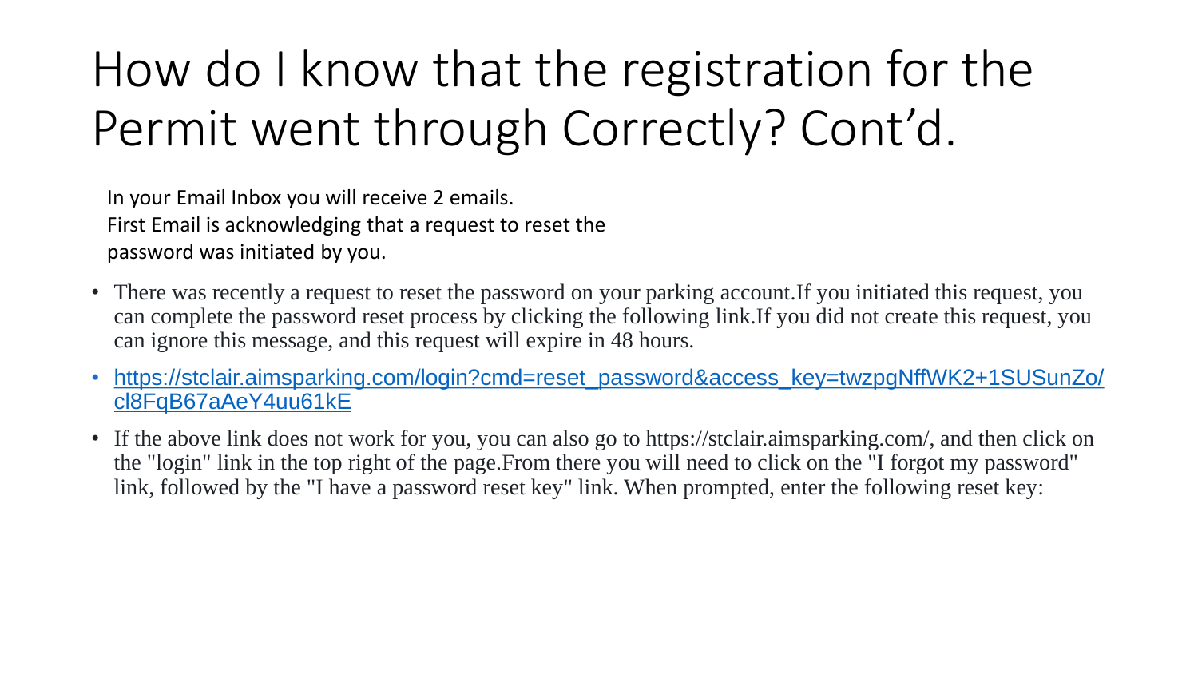# How do I know that the registration for the Permit went through Correctly? Cont'd.

In your Email Inbox you will receive 2 emails.
First Email is acknowledging that a request to reset the password was initiated by you.

- There was recently a request to reset the password on your parking account.If you initiated this request, you can complete the password reset process by clicking the following link.If you did not create this request, you can ignore this message, and this request will expire in 48 hours.
- https://stclair.aimsparking.com/login?cmd=reset_password&access_key=twzpgNffWK2+1SUSunZo/cl8FqB67aAeY4uu61kE
- If the above link does not work for you, you can also go to https://stclair.aimsparking.com/, and then click on the "login" link in the top right of the page.From there you will need to click on the "I forgot my password" link, followed by the "I have a password reset key" link. When prompted, enter the following reset key: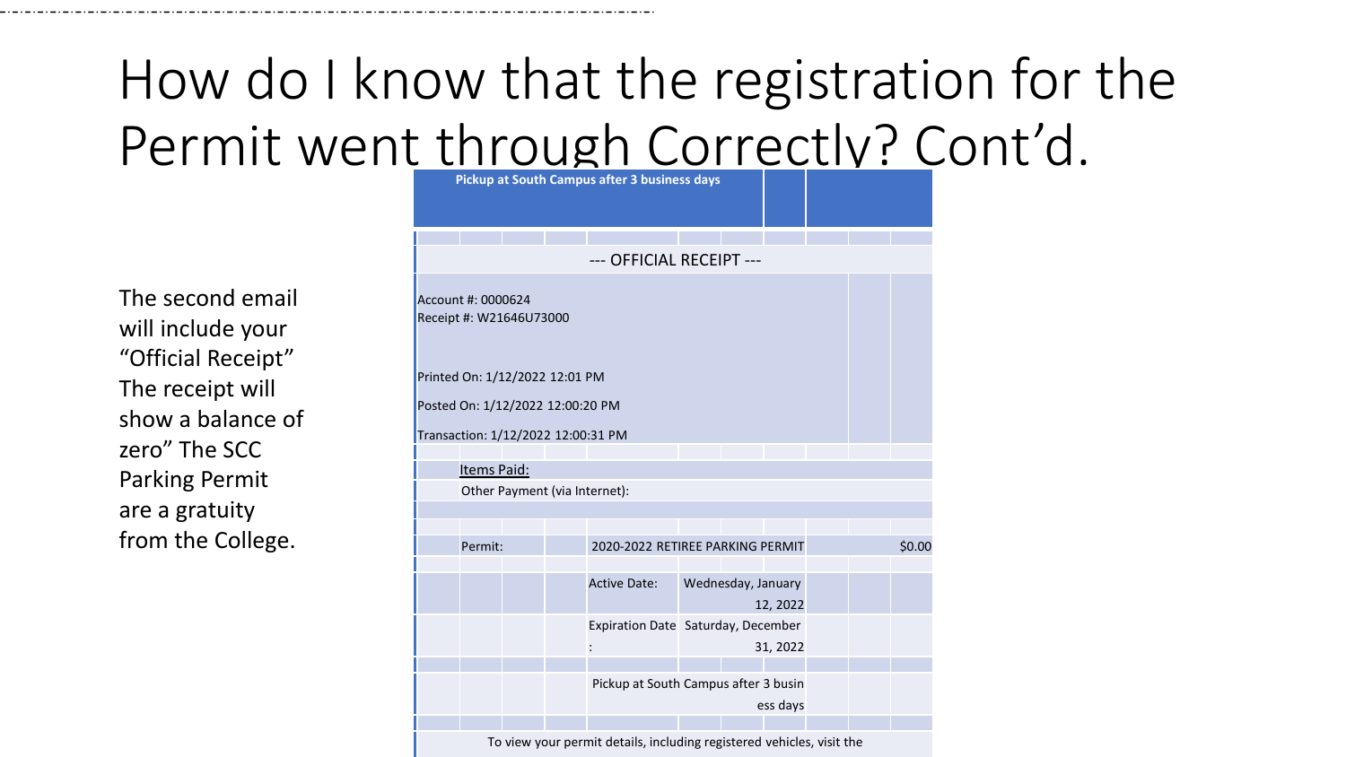# How do I know that the registration for the Permit went through Correctly? Cont'd.

The second email will include your "Official Receipt" The receipt will show a balance of zero" The SCC Parking Permit are a gratuity from the College.

**Pickup at South Campus after 3 business days**

--- OFFICIAL RECEIPT ---

Account #: 0000624
Receipt #: W21646U73000

Printed On: 1/12/2022 12:01 PM

Posted On: 1/12/2022 12:00:20 PM

Transaction: 1/12/2022 12:00:31 PM

Items Paid:

Other Payment (via Internet):

| | | | |
|---|---|---|---|
| Permit: | 2020-2022 RETIREE PARKING PERMIT | | $0.00 |
| | Active Date: | Wednesday, January 12, 2022 | |
| | Expiration Date: | Saturday, December 31, 2022 | |
| | Pickup at South Campus after 3 business days | | |

To view your permit details, including registered vehicles, visit the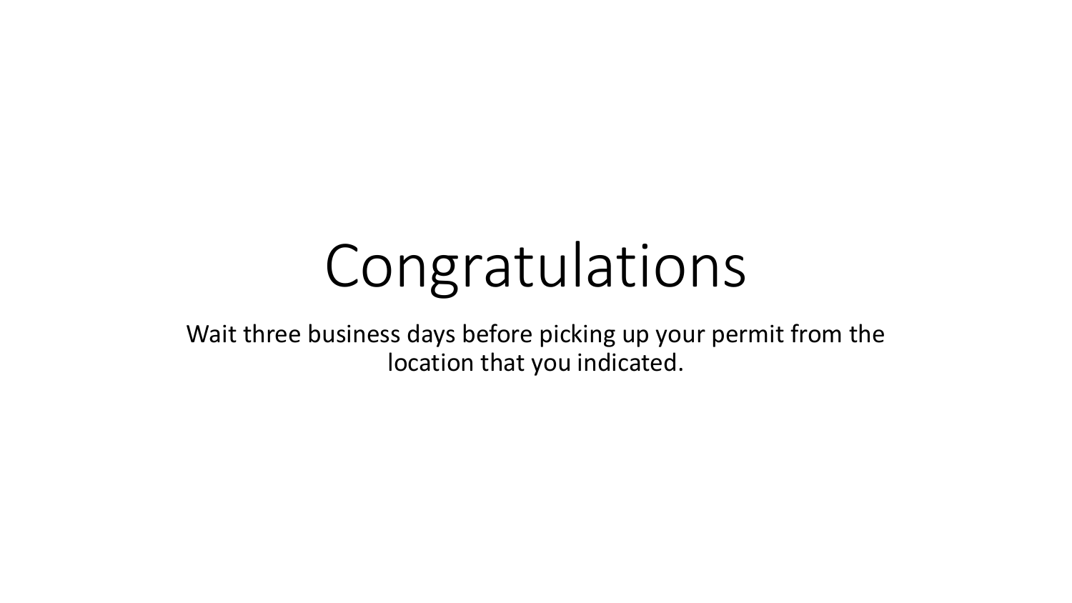# Congratulations

Wait three business days before picking up your permit from the location that you indicated.